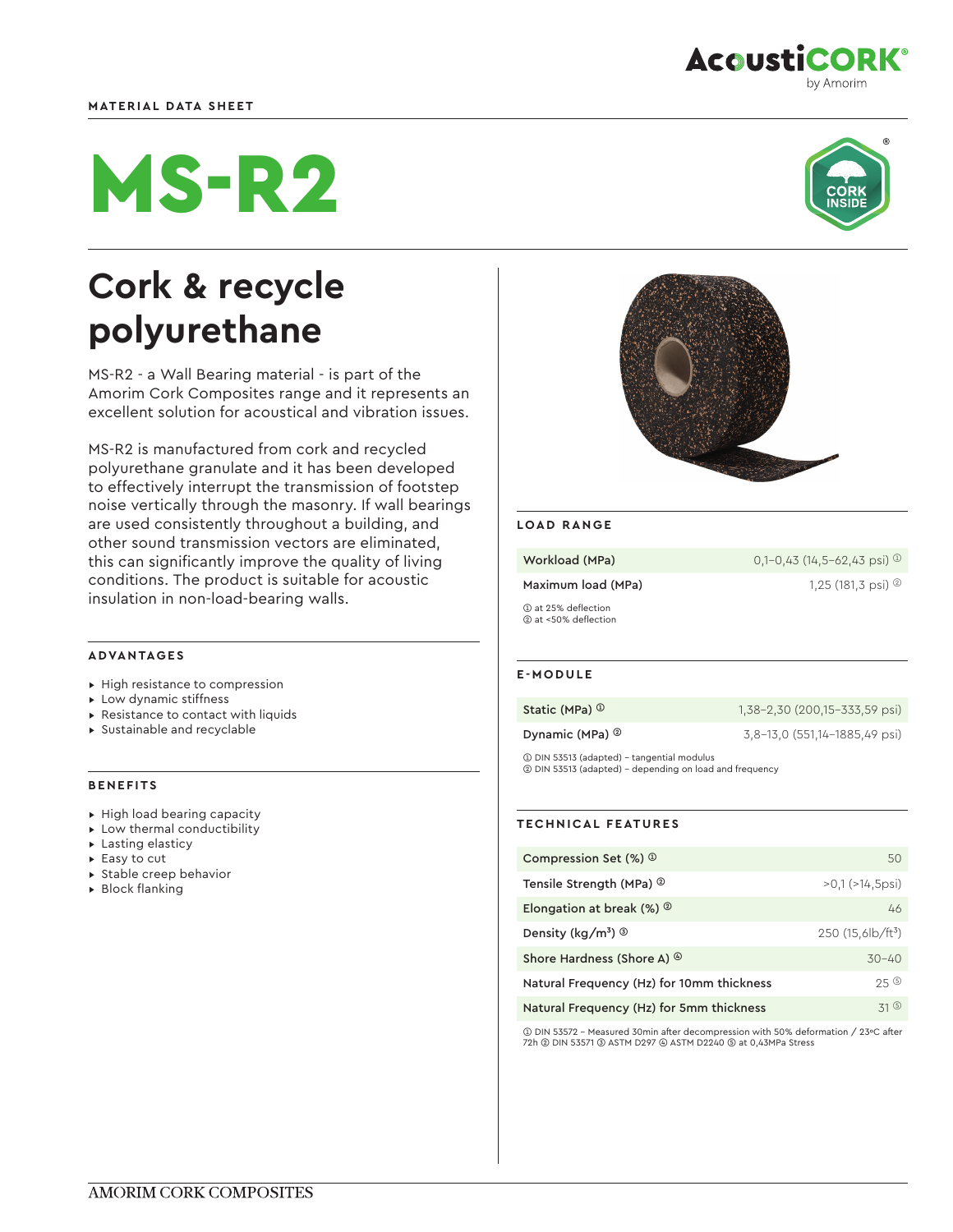MATERIAL DATA SHEET

# MS-R2

## Cork & recycle polyurethane

MS-R2 - a Wall Bearing material - is part of the Amorim Cork Composites range and it represents an excellent solution for acoustical and vibration issues.

MS-R2 is manufactured from cork and recycled polyurethane granulate and it has been developed to effectively interrupt the transmission of footstep noise vertically through the masonry. If wall bearings are used consistently throughout a building, and other sound transmission vectors are eliminated, this can significantly improve the quality of living conditions. The product is suitable for acoustic insulation in non-load-bearing walls.

### ADVANTAGES

- High resistance to compression
- Low dynamic stiffness
- Resistance to contact with liquids
- Sustainable and recyclable

### BENEFITS

- High load bearing capacity
- Low thermal conductibility
- Lasting elasticity
- Easy to cut
- Stable creep behavior
- Block flanking

### LOAD RANGE

| | |
|---|---|
| Workload (MPa) | 0,1–0,43 (14,5–62,43 psi) ① |
| Maximum load (MPa) | 1,25 (181,3 psi) ② |

① at 25% deflection
② at <50% deflection

### E-MODULE

| | |
|---|---|
| Static (MPa) ① | 1,38–2,30 (200,15–333,59 psi) |
| Dynamic (MPa) ② | 3,8–13,0 (551,14–1885,49 psi) |

① DIN 53513 (adapted) – tangential modulus
② DIN 53513 (adapted) – depending on load and frequency

### TECHNICAL FEATURES

| | |
|---|---|
| Compression Set (%) ① | 50 |
| Tensile Strength (MPa) ② | >0,1 (>14,5psi) |
| Elongation at break (%) ② | 46 |
| Density (kg/m³) ③ | 250 (15,6lb/ft³) |
| Shore Hardness (Shore A) ④ | 30–40 |
| Natural Frequency (Hz) for 10mm thickness | 25 ⑤ |
| Natural Frequency (Hz) for 5mm thickness | 31 ⑤ |

① DIN 53572 – Measured 30min after decompression with 50% deformation / 23ºC after 72h ② DIN 53571 ③ ASTM D297 ④ ASTM D2240 ⑤ at 0,43MPa Stress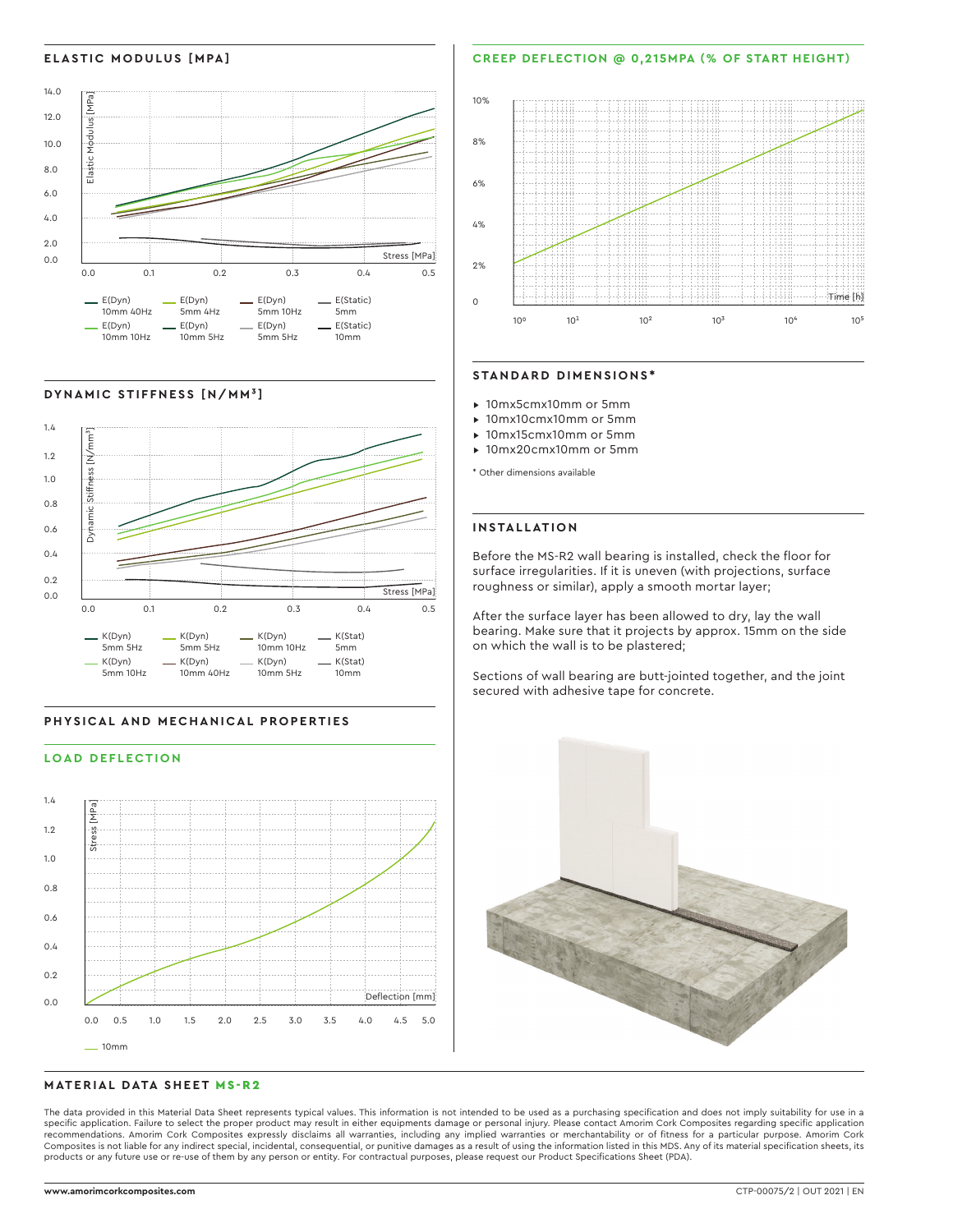## ELASTIC MODULUS [MPA]

14.0
12.0
10.0
8.0
6.0
4.0
2.0
0.0

Elastic Modulus [MPa]

Stress [MPa]

0.0 0.1 0.2 0.3 0.4 0.5

E(Dyn) 10mm 40Hz
E(Dyn) 5mm 4Hz
E(Dyn) 5mm 10Hz
E(Static) 5mm
E(Dyn) 10mm 10Hz
E(Dyn) 10mm 5Hz
E(Dyn) 5mm 5Hz
E(Static) 10mm

## DYNAMIC STIFFNESS [N/MM³]

1.4
1.2
1.0
0.8
0.6
0.4
0.2
0.0

Dynamic Stiffness [N/mm³]

Stress [MPa]

0.0 0.1 0.2 0.3 0.4 0.5

K(Dyn) 5mm 5Hz
K(Dyn) 5mm 5Hz
K(Dyn) 10mm 10Hz
K(Stat) 5mm
K(Dyn) 5mm 10Hz
K(Dyn) 10mm 40Hz
K(Dyn) 10mm 5Hz
K(Stat) 10mm

## PHYSICAL AND MECHANICAL PROPERTIES

### LOAD DEFLECTION

1.4
1.2
1.0
0.8
0.6
0.4
0.2
0.0

Stress [MPa]

Deflection [mm]

0.0 0.5 1.0 1.5 2.0 2.5 3.0 3.5 4.0 4.5 5.0

10mm

## CREEP DEFLECTION @ 0,215MPA (% OF START HEIGHT)

10%
8%
6%
4%
2%
0

Time [h]

$10^0$ $10^1$ $10^2$ $10^3$ $10^4$ $10^5$

## STANDARD DIMENSIONS*

- 10mx5cmx10mm or 5mm
- 10mx10cmx10mm or 5mm
- 10mx15cmx10mm or 5mm
- 10mx20cmx10mm or 5mm

* Other dimensions available

## INSTALLATION

Before the MS-R2 wall bearing is installed, check the floor for surface irregularities. If it is uneven (with projections, surface roughness or similar), apply a smooth mortar layer;

After the surface layer has been allowed to dry, lay the wall bearing. Make sure that it projects by approx. 15mm on the side on which the wall is to be plastered;

Sections of wall bearing are butt-jointed together, and the joint secured with adhesive tape for concrete.

## MATERIAL DATA SHEET MS-R2

The data provided in this Material Data Sheet represents typical values. This information is not intended to be used as a purchasing specification and does not imply suitability for use in a specific application. Failure to select the proper product may result in either equipments damage or personal injury. Please contact Amorim Cork Composites regarding specific application recommendations. Amorim Cork Composites expressly disclaims all warranties, including any implied warranties or merchantability or of fitness for a particular purpose. Amorim Cork Composites is not liable for any indirect special, incidental, consequential, or punitive damages as a result of using the information listed in this MDS. Any of its material specification sheets, its products or any future use or re-use of them by any person or entity. For contractual purposes, please request our Product Specifications Sheet (PDA).

www.amorimcorkcomposites.com

CTP-00075/2 | OUT 2021 | EN